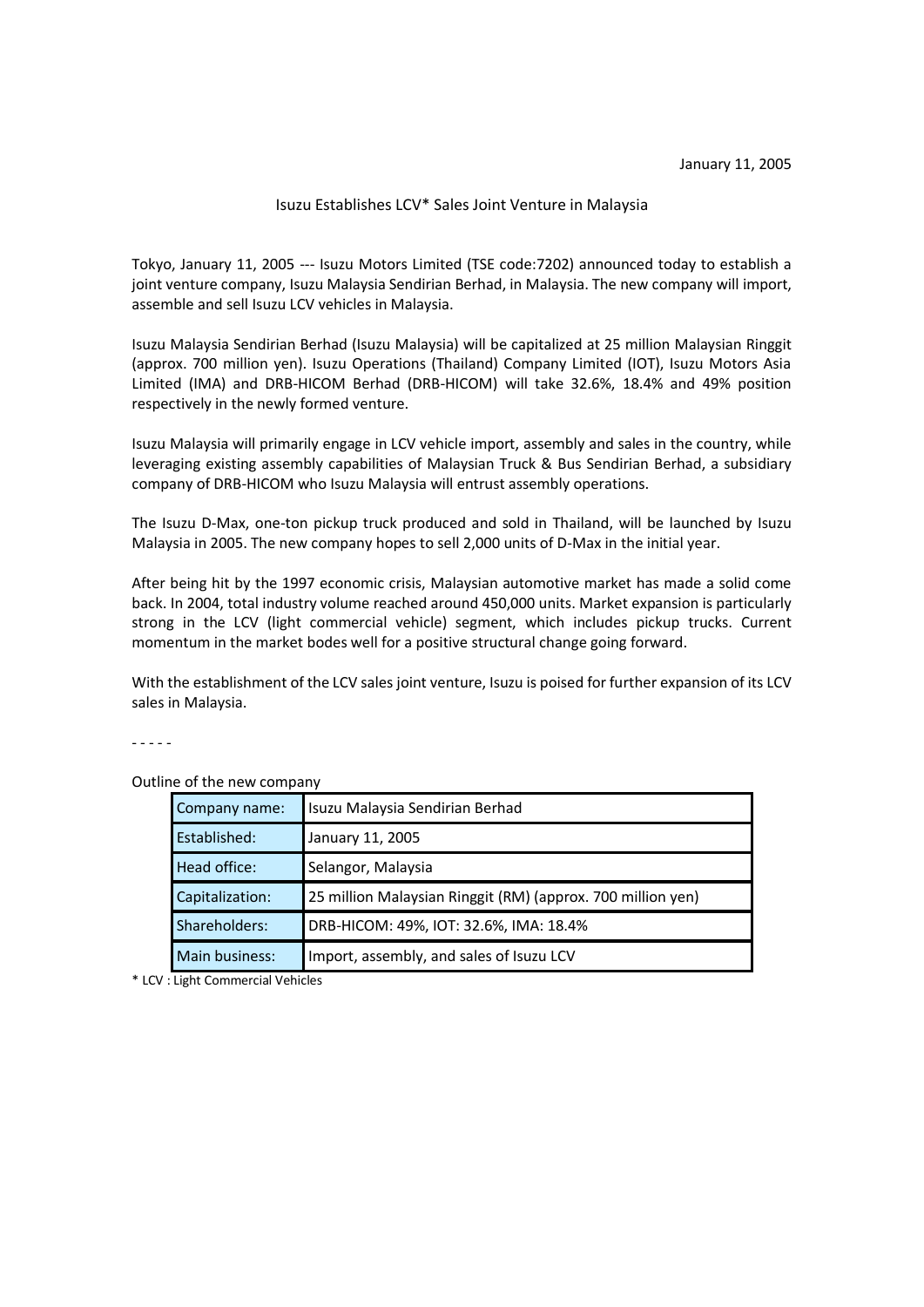January 11, 2005

# Isuzu Establishes LCV* Sales Joint Venture in Malaysia

Tokyo, January 11, 2005 --- Isuzu Motors Limited (TSE code:7202) announced today to establish a joint venture company, Isuzu Malaysia Sendirian Berhad, in Malaysia. The new company will import, assemble and sell Isuzu LCV vehicles in Malaysia.

Isuzu Malaysia Sendirian Berhad (Isuzu Malaysia) will be capitalized at 25 million Malaysian Ringgit (approx. 700 million yen). Isuzu Operations (Thailand) Company Limited (IOT), Isuzu Motors Asia Limited (IMA) and DRB-HICOM Berhad (DRB-HICOM) will take 32.6%, 18.4% and 49% position respectively in the newly formed venture.

Isuzu Malaysia will primarily engage in LCV vehicle import, assembly and sales in the country, while leveraging existing assembly capabilities of Malaysian Truck & Bus Sendirian Berhad, a subsidiary company of DRB-HICOM who Isuzu Malaysia will entrust assembly operations.

The Isuzu D-Max, one-ton pickup truck produced and sold in Thailand, will be launched by Isuzu Malaysia in 2005. The new company hopes to sell 2,000 units of D-Max in the initial year.

After being hit by the 1997 economic crisis, Malaysian automotive market has made a solid come back. In 2004, total industry volume reached around 450,000 units. Market expansion is particularly strong in the LCV (light commercial vehicle) segment, which includes pickup trucks. Current momentum in the market bodes well for a positive structural change going forward.

With the establishment of the LCV sales joint venture, Isuzu is poised for further expansion of its LCV sales in Malaysia.

- - - - -

Outline of the new company

| | |
|---|---|
| Company name: | Isuzu Malaysia Sendirian Berhad |
| Established: | January 11, 2005 |
| Head office: | Selangor, Malaysia |
| Capitalization: | 25 million Malaysian Ringgit (RM) (approx. 700 million yen) |
| Shareholders: | DRB-HICOM: 49%, IOT: 32.6%, IMA: 18.4% |
| Main business: | Import, assembly, and sales of Isuzu LCV |

* LCV : Light Commercial Vehicles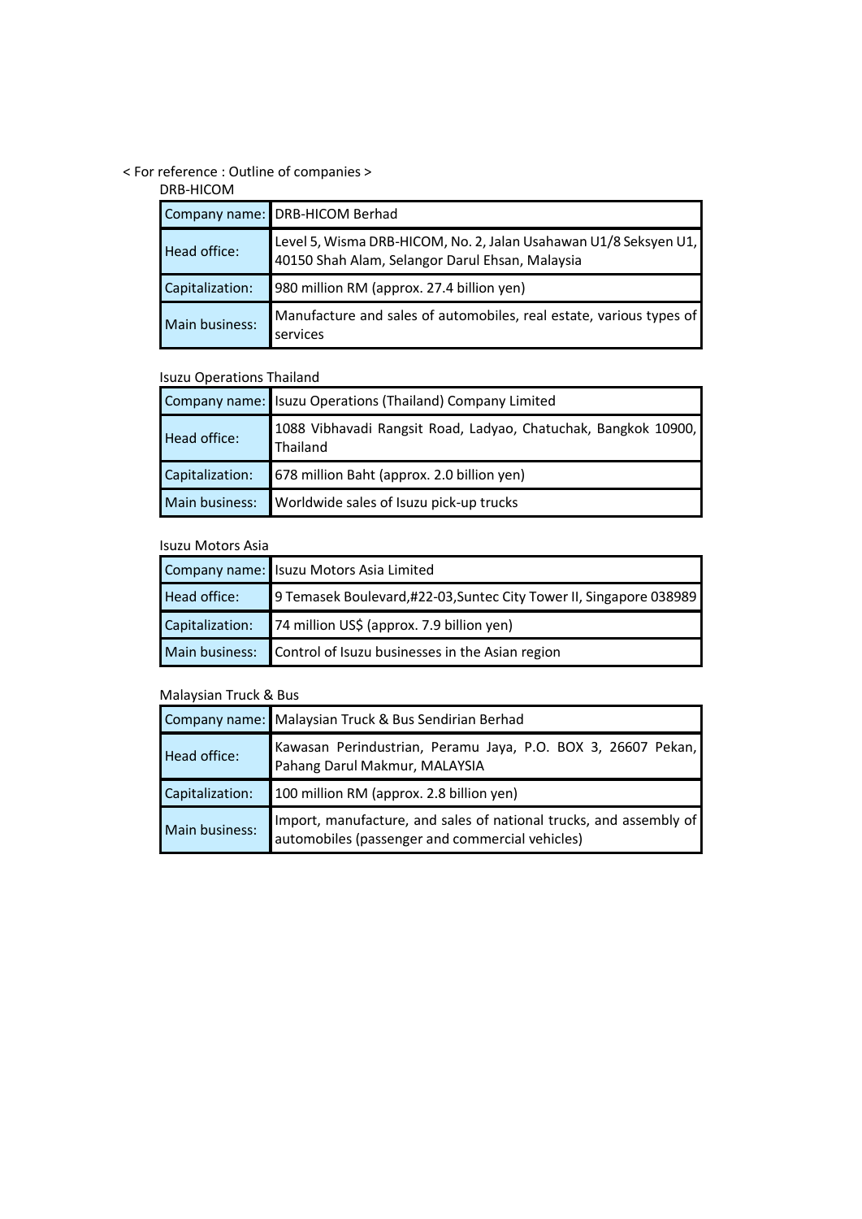< For reference : Outline of companies >

DRB-HICOM

| | |
|---|---|
| Company name: | DRB-HICOM Berhad |
| Head office: | Level 5, Wisma DRB-HICOM, No. 2, Jalan Usahawan U1/8 Seksyen U1, 40150 Shah Alam, Selangor Darul Ehsan, Malaysia |
| Capitalization: | 980 million RM (approx. 27.4 billion yen) |
| Main business: | Manufacture and sales of automobiles, real estate, various types of services |

Isuzu Operations Thailand

| | |
|---|---|
| Company name: | Isuzu Operations (Thailand) Company Limited |
| Head office: | 1088 Vibhavadi Rangsit Road, Ladyao, Chatuchak, Bangkok 10900, Thailand |
| Capitalization: | 678 million Baht (approx. 2.0 billion yen) |
| Main business: | Worldwide sales of Isuzu pick-up trucks |

Isuzu Motors Asia

| | |
|---|---|
| Company name: | Isuzu Motors Asia Limited |
| Head office: | 9 Temasek Boulevard,#22-03,Suntec City Tower II, Singapore 038989 |
| Capitalization: | 74 million US$ (approx. 7.9 billion yen) |
| Main business: | Control of Isuzu businesses in the Asian region |

Malaysian Truck & Bus

| | |
|---|---|
| Company name: | Malaysian Truck & Bus Sendirian Berhad |
| Head office: | Kawasan Perindustrian, Peramu Jaya, P.O. BOX 3, 26607 Pekan, Pahang Darul Makmur, MALAYSIA |
| Capitalization: | 100 million RM (approx. 2.8 billion yen) |
| Main business: | Import, manufacture, and sales of national trucks, and assembly of automobiles (passenger and commercial vehicles) |